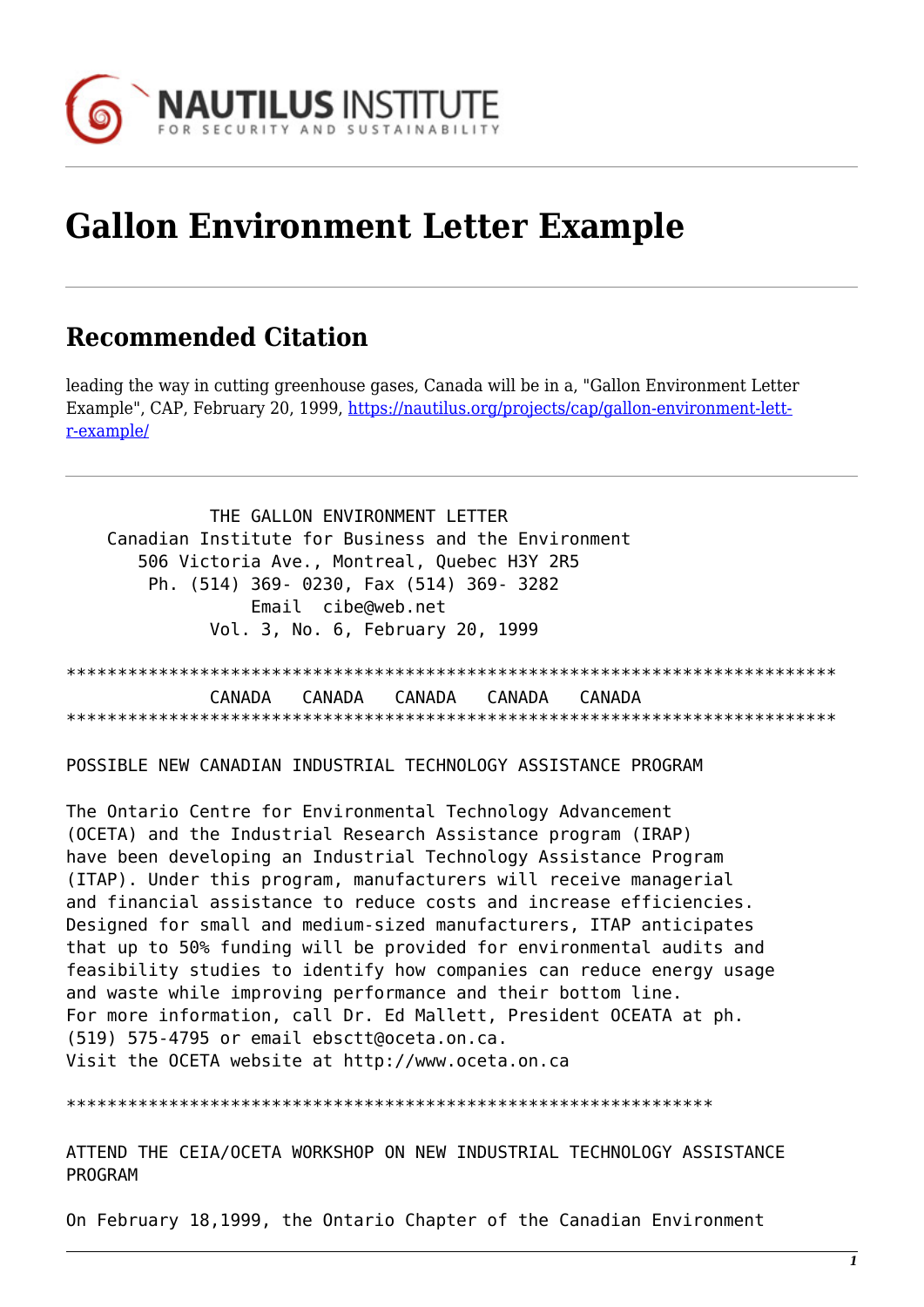# Gallon Environment Letter Example

## Recommended Citation

leading the way in cutting greenhouse gases, Canada will be in a, "Gallon Environment Letter Example", CAP, February 20, 1999, https://nautilus.org/projects/cap/gallon-environment-lett-r-example/

```
              THE GALLON ENVIRONMENT LETTER
    Canadian Institute for Business and the Environment
       506 Victoria Ave., Montreal, Quebec H3Y 2R5
        Ph. (514) 369- 0230, Fax (514) 369- 3282
                 Email  cibe@web.net
              Vol. 3, No. 6, February 20, 1999

******************************************************************************
              CANADA   CANADA   CANADA   CANADA   CANADA
******************************************************************************
```

POSSIBLE NEW CANADIAN INDUSTRIAL TECHNOLOGY ASSISTANCE PROGRAM

The Ontario Centre for Environmental Technology Advancement (OCETA) and the Industrial Research Assistance program (IRAP) have been developing an Industrial Technology Assistance Program (ITAP). Under this program, manufacturers will receive managerial and financial assistance to reduce costs and increase efficiencies. Designed for small and medium-sized manufacturers, ITAP anticipates that up to 50% funding will be provided for environmental audits and feasibility studies to identify how companies can reduce energy usage and waste while improving performance and their bottom line. For more information, call Dr. Ed Mallett, President OCEATA at ph. (519) 575-4795 or email ebsctt@oceta.on.ca. Visit the OCETA website at http://www.oceta.on.ca

```
*****************************************************************
```

ATTEND THE CEIA/OCETA WORKSHOP ON NEW INDUSTRIAL TECHNOLOGY ASSISTANCE PROGRAM

On February 18,1999, the Ontario Chapter of the Canadian Environment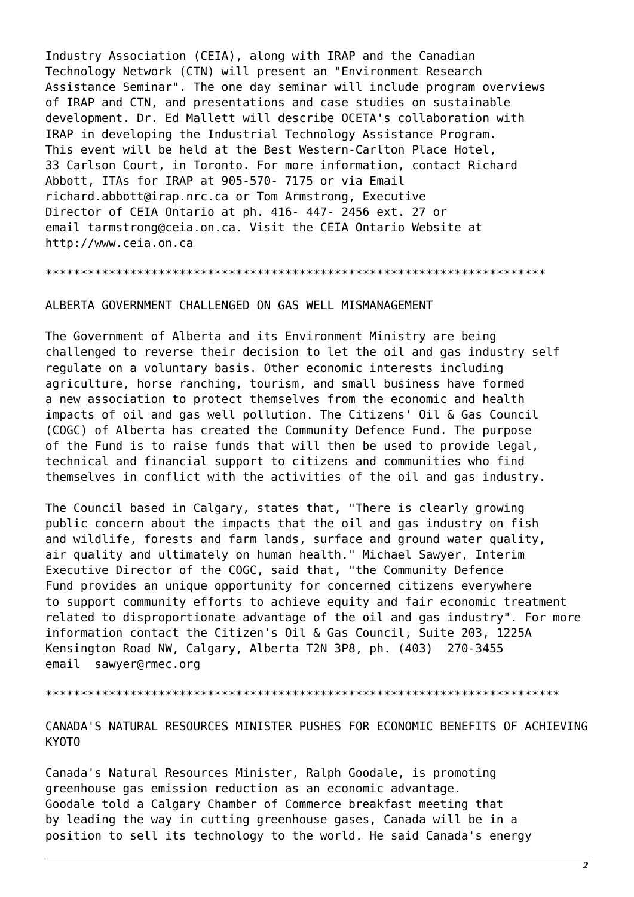Industry Association (CEIA), along with IRAP and the Canadian Technology Network (CTN) will present an "Environment Research Assistance Seminar". The one day seminar will include program overviews of IRAP and CTN, and presentations and case studies on sustainable development. Dr. Ed Mallett will describe OCETA's collaboration with IRAP in developing the Industrial Technology Assistance Program. This event will be held at the Best Western-Carlton Place Hotel, 33 Carlson Court, in Toronto. For more information, contact Richard Abbott, ITAs for IRAP at 905-570- 7175 or via Email richard.abbott@irap.nrc.ca or Tom Armstrong, Executive Director of CEIA Ontario at ph. 416- 447- 2456 ext. 27 or email tarmstrong@ceia.on.ca. Visit the CEIA Ontario Website at http://www.ceia.on.ca

***********************************************************************

## ALBERTA GOVERNMENT CHALLENGED ON GAS WELL MISMANAGEMENT

The Government of Alberta and its Environment Ministry are being challenged to reverse their decision to let the oil and gas industry self regulate on a voluntary basis. Other economic interests including agriculture, horse ranching, tourism, and small business have formed a new association to protect themselves from the economic and health impacts of oil and gas well pollution. The Citizens' Oil & Gas Council (COGC) of Alberta has created the Community Defence Fund. The purpose of the Fund is to raise funds that will then be used to provide legal, technical and financial support to citizens and communities who find themselves in conflict with the activities of the oil and gas industry.

The Council based in Calgary, states that, "There is clearly growing public concern about the impacts that the oil and gas industry on fish and wildlife, forests and farm lands, surface and ground water quality, air quality and ultimately on human health." Michael Sawyer, Interim Executive Director of the COGC, said that, "the Community Defence Fund provides an unique opportunity for concerned citizens everywhere to support community efforts to achieve equity and fair economic treatment related to disproportionate advantage of the oil and gas industry". For more information contact the Citizen's Oil & Gas Council, Suite 203, 1225A Kensington Road NW, Calgary, Alberta T2N 3P8, ph. (403) 270-3455 email sawyer@rmec.org

************************************************************************

## CANADA'S NATURAL RESOURCES MINISTER PUSHES FOR ECONOMIC BENEFITS OF ACHIEVING KYOTO

Canada's Natural Resources Minister, Ralph Goodale, is promoting greenhouse gas emission reduction as an economic advantage. Goodale told a Calgary Chamber of Commerce breakfast meeting that by leading the way in cutting greenhouse gases, Canada will be in a position to sell its technology to the world. He said Canada's energy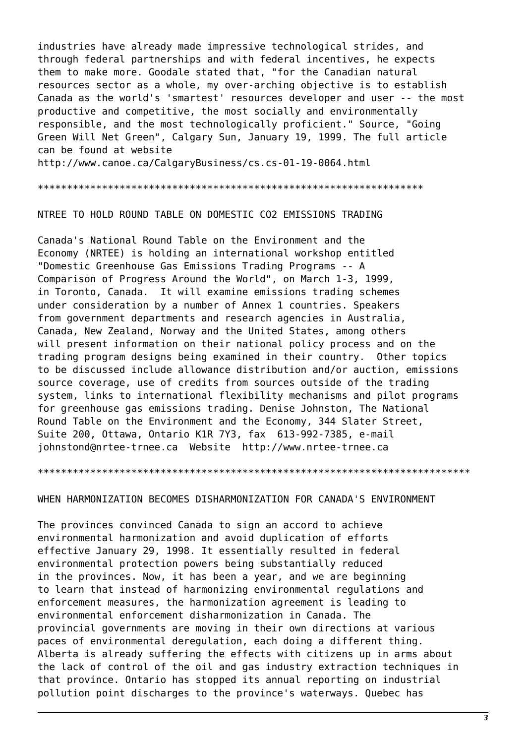industries have already made impressive technological strides, and through federal partnerships and with federal incentives, he expects them to make more. Goodale stated that, "for the Canadian natural resources sector as a whole, my over-arching objective is to establish Canada as the world's 'smartest' resources developer and user -- the most productive and competitive, the most socially and environmentally responsible, and the most technologically proficient." Source, "Going Green Will Net Green", Calgary Sun, January 19, 1999. The full article can be found at website http://www.canoe.ca/CalgaryBusiness/cs.cs-01-19-0064.html

*******************************************************************

## NTREE TO HOLD ROUND TABLE ON DOMESTIC CO2 EMISSIONS TRADING

Canada's National Round Table on the Environment and the Economy (NRTEE) is holding an international workshop entitled "Domestic Greenhouse Gas Emissions Trading Programs -- A Comparison of Progress Around the World", on March 1-3, 1999, in Toronto, Canada. It will examine emissions trading schemes under consideration by a number of Annex 1 countries. Speakers from government departments and research agencies in Australia, Canada, New Zealand, Norway and the United States, among others will present information on their national policy process and on the trading program designs being examined in their country. Other topics to be discussed include allowance distribution and/or auction, emissions source coverage, use of credits from sources outside of the trading system, links to international flexibility mechanisms and pilot programs for greenhouse gas emissions trading. Denise Johnston, The National Round Table on the Environment and the Economy, 344 Slater Street, Suite 200, Ottawa, Ontario K1R 7Y3, fax 613-992-7385, e-mail johnstond@nrtee-trnee.ca Website http://www.nrtee-trnee.ca

************************************************************************

## WHEN HARMONIZATION BECOMES DISHARMONIZATION FOR CANADA'S ENVIRONMENT

The provinces convinced Canada to sign an accord to achieve environmental harmonization and avoid duplication of efforts effective January 29, 1998. It essentially resulted in federal environmental protection powers being substantially reduced in the provinces. Now, it has been a year, and we are beginning to learn that instead of harmonizing environmental regulations and enforcement measures, the harmonization agreement is leading to environmental enforcement disharmonization in Canada. The provincial governments are moving in their own directions at various paces of environmental deregulation, each doing a different thing. Alberta is already suffering the effects with citizens up in arms about the lack of control of the oil and gas industry extraction techniques in that province. Ontario has stopped its annual reporting on industrial pollution point discharges to the province's waterways. Quebec has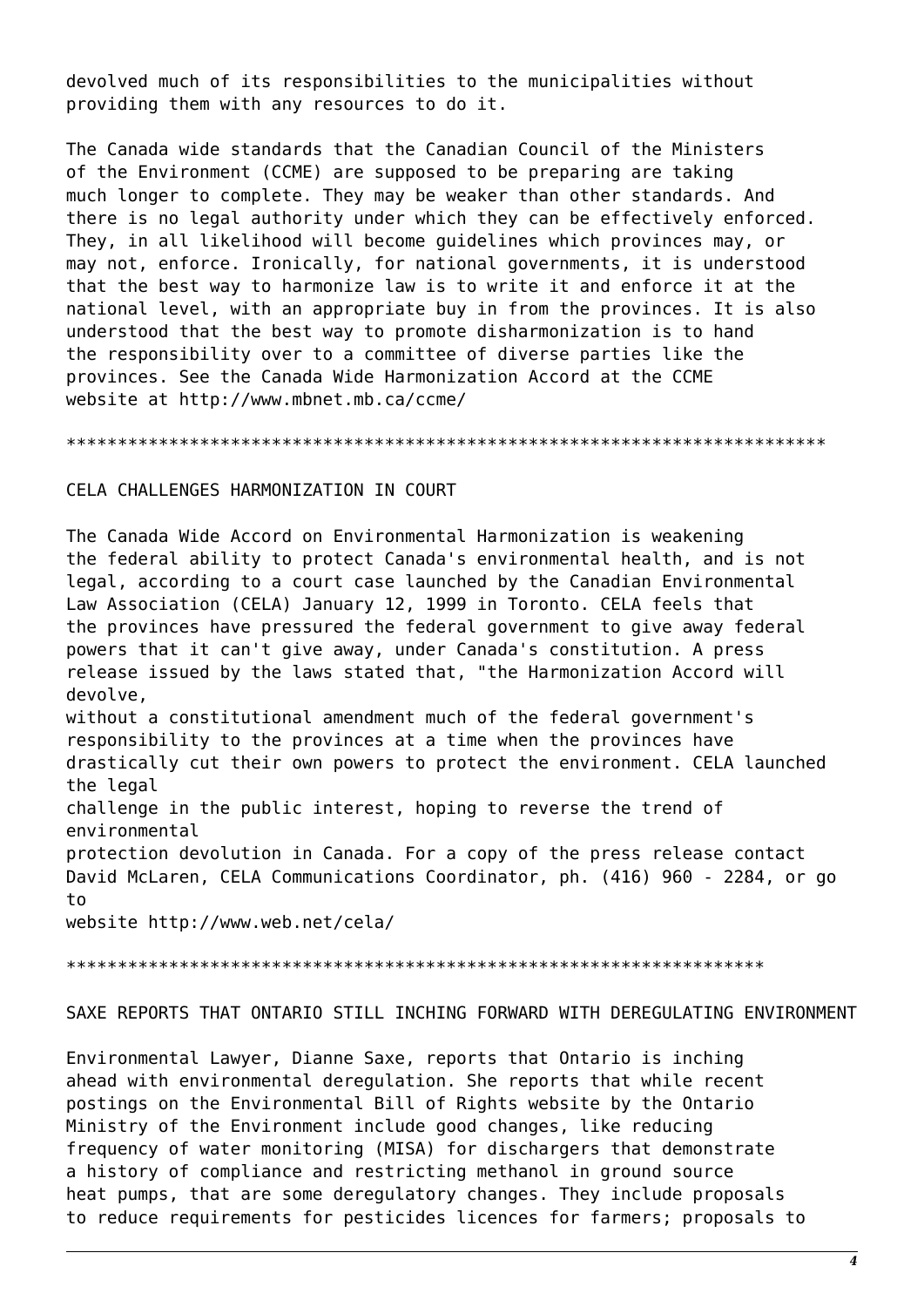devolved much of its responsibilities to the municipalities without providing them with any resources to do it.

The Canada wide standards that the Canadian Council of the Ministers of the Environment (CCME) are supposed to be preparing are taking much longer to complete. They may be weaker than other standards. And there is no legal authority under which they can be effectively enforced. They, in all likelihood will become guidelines which provinces may, or may not, enforce. Ironically, for national governments, it is understood that the best way to harmonize law is to write it and enforce it at the national level, with an appropriate buy in from the provinces. It is also understood that the best way to promote disharmonization is to hand the responsibility over to a committee of diverse parties like the provinces. See the Canada Wide Harmonization Accord at the CCME website at http://www.mbnet.mb.ca/ccme/

*************************************************************************

## CELA CHALLENGES HARMONIZATION IN COURT

The Canada Wide Accord on Environmental Harmonization is weakening the federal ability to protect Canada's environmental health, and is not legal, according to a court case launched by the Canadian Environmental Law Association (CELA) January 12, 1999 in Toronto. CELA feels that the provinces have pressured the federal government to give away federal powers that it can't give away, under Canada's constitution. A press release issued by the laws stated that, "the Harmonization Accord will devolve, without a constitutional amendment much of the federal government's responsibility to the provinces at a time when the provinces have drastically cut their own powers to protect the environment. CELA launched the legal challenge in the public interest, hoping to reverse the trend of environmental protection devolution in Canada. For a copy of the press release contact David McLaren, CELA Communications Coordinator, ph. (416) 960 - 2284, or go to website http://www.web.net/cela/

*******************************************************************

## SAXE REPORTS THAT ONTARIO STILL INCHING FORWARD WITH DEREGULATING ENVIRONMENT

Environmental Lawyer, Dianne Saxe, reports that Ontario is inching ahead with environmental deregulation. She reports that while recent postings on the Environmental Bill of Rights website by the Ontario Ministry of the Environment include good changes, like reducing frequency of water monitoring (MISA) for dischargers that demonstrate a history of compliance and restricting methanol in ground source heat pumps, that are some deregulatory changes. They include proposals to reduce requirements for pesticides licences for farmers; proposals to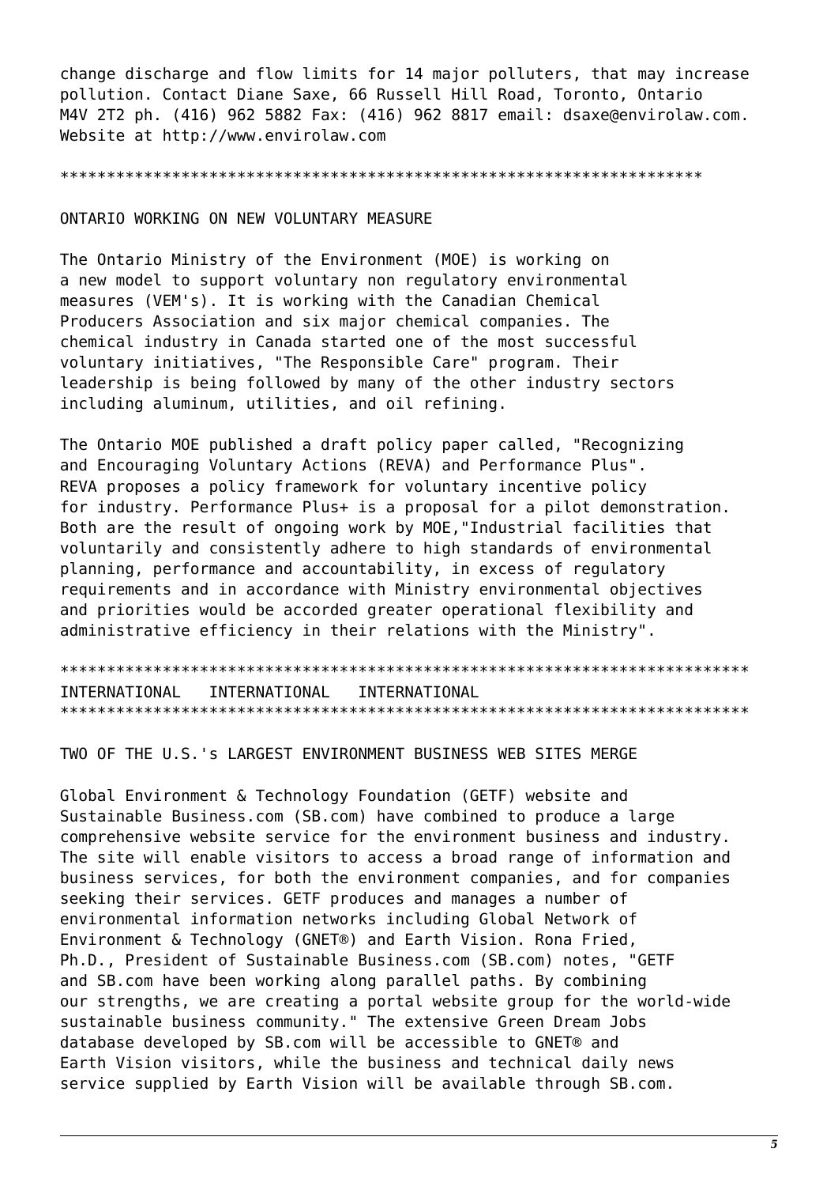change discharge and flow limits for 14 major polluters, that may increase pollution. Contact Diane Saxe, 66 Russell Hill Road, Toronto, Ontario M4V 2T2 ph. (416) 962 5882 Fax: (416) 962 8817 email: dsaxe@envirolaw.com. Website at http://www.envirolaw.com

*******************************************************************

## ONTARIO WORKING ON NEW VOLUNTARY MEASURE

The Ontario Ministry of the Environment (MOE) is working on a new model to support voluntary non regulatory environmental measures (VEM's). It is working with the Canadian Chemical Producers Association and six major chemical companies. The chemical industry in Canada started one of the most successful voluntary initiatives, "The Responsible Care" program. Their leadership is being followed by many of the other industry sectors including aluminum, utilities, and oil refining.

The Ontario MOE published a draft policy paper called, "Recognizing and Encouraging Voluntary Actions (REVA) and Performance Plus". REVA proposes a policy framework for voluntary incentive policy for industry. Performance Plus+ is a proposal for a pilot demonstration. Both are the result of ongoing work by MOE,"Industrial facilities that voluntarily and consistently adhere to high standards of environmental planning, performance and accountability, in excess of regulatory requirements and in accordance with Ministry environmental objectives and priorities would be accorded greater operational flexibility and administrative efficiency in their relations with the Ministry".

*************************************************************************

# INTERNATIONAL   INTERNATIONAL   INTERNATIONAL

*************************************************************************

## TWO OF THE U.S.'s LARGEST ENVIRONMENT BUSINESS WEB SITES MERGE

Global Environment & Technology Foundation (GETF) website and Sustainable Business.com (SB.com) have combined to produce a large comprehensive website service for the environment business and industry. The site will enable visitors to access a broad range of information and business services, for both the environment companies, and for companies seeking their services. GETF produces and manages a number of environmental information networks including Global Network of Environment & Technology (GNET®) and Earth Vision. Rona Fried, Ph.D., President of Sustainable Business.com (SB.com) notes, "GETF and SB.com have been working along parallel paths. By combining our strengths, we are creating a portal website group for the world-wide sustainable business community." The extensive Green Dream Jobs database developed by SB.com will be accessible to GNET® and Earth Vision visitors, while the business and technical daily news service supplied by Earth Vision will be available through SB.com.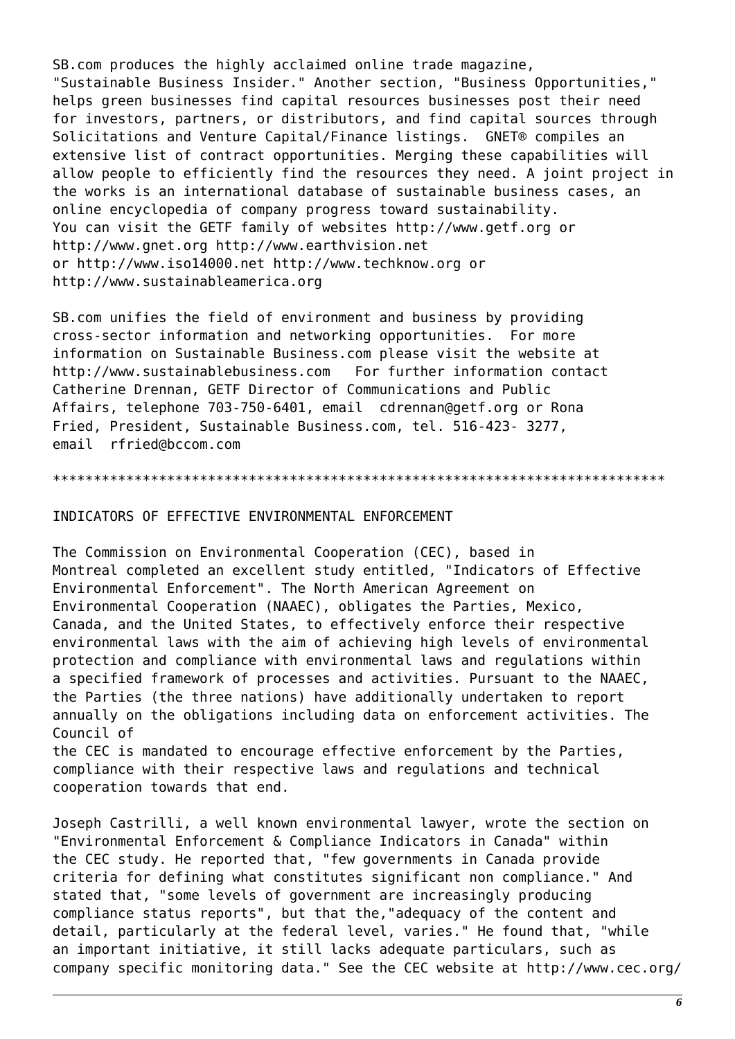SB.com produces the highly acclaimed online trade magazine, "Sustainable Business Insider." Another section, "Business Opportunities," helps green businesses find capital resources businesses post their need for investors, partners, or distributors, and find capital sources through Solicitations and Venture Capital/Finance listings. GNET® compiles an extensive list of contract opportunities. Merging these capabilities will allow people to efficiently find the resources they need. A joint project in the works is an international database of sustainable business cases, an online encyclopedia of company progress toward sustainability. You can visit the GETF family of websites http://www.getf.org or http://www.gnet.org http://www.earthvision.net or http://www.iso14000.net http://www.techknow.org or http://www.sustainableamerica.org

SB.com unifies the field of environment and business by providing cross-sector information and networking opportunities. For more information on Sustainable Business.com please visit the website at http://www.sustainablebusiness.com For further information contact Catherine Drennan, GETF Director of Communications and Public Affairs, telephone 703-750-6401, email cdrennan@getf.org or Rona Fried, President, Sustainable Business.com, tel. 516-423- 3277, email rfried@bccom.com

*****************************************************************************

## INDICATORS OF EFFECTIVE ENVIRONMENTAL ENFORCEMENT

The Commission on Environmental Cooperation (CEC), based in Montreal completed an excellent study entitled, "Indicators of Effective Environmental Enforcement". The North American Agreement on Environmental Cooperation (NAAEC), obligates the Parties, Mexico, Canada, and the United States, to effectively enforce their respective environmental laws with the aim of achieving high levels of environmental protection and compliance with environmental laws and regulations within a specified framework of processes and activities. Pursuant to the NAAEC, the Parties (the three nations) have additionally undertaken to report annually on the obligations including data on enforcement activities. The Council of the CEC is mandated to encourage effective enforcement by the Parties, compliance with their respective laws and regulations and technical cooperation towards that end.

Joseph Castrilli, a well known environmental lawyer, wrote the section on "Environmental Enforcement & Compliance Indicators in Canada" within the CEC study. He reported that, "few governments in Canada provide criteria for defining what constitutes significant non compliance." And stated that, "some levels of government are increasingly producing compliance status reports", but that the,"adequacy of the content and detail, particularly at the federal level, varies." He found that, "while an important initiative, it still lacks adequate particulars, such as company specific monitoring data." See the CEC website at http://www.cec.org/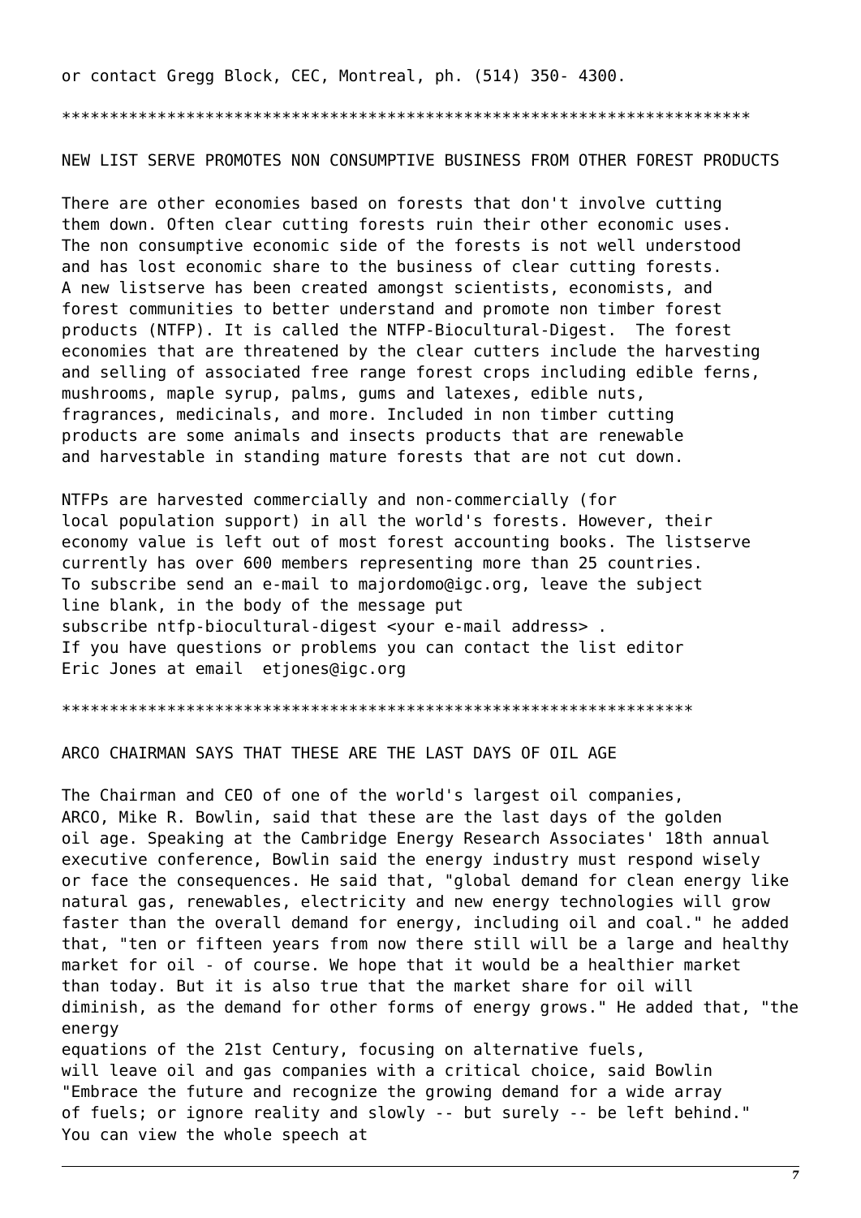or contact Gregg Block, CEC, Montreal, ph. (514) 350- 4300.

************************************************************************

## NEW LIST SERVE PROMOTES NON CONSUMPTIVE BUSINESS FROM OTHER FOREST PRODUCTS

There are other economies based on forests that don't involve cutting them down. Often clear cutting forests ruin their other economic uses. The non consumptive economic side of the forests is not well understood and has lost economic share to the business of clear cutting forests. A new listserve has been created amongst scientists, economists, and forest communities to better understand and promote non timber forest products (NTFP). It is called the NTFP-Biocultural-Digest. The forest economies that are threatened by the clear cutters include the harvesting and selling of associated free range forest crops including edible ferns, mushrooms, maple syrup, palms, gums and latexes, edible nuts, fragrances, medicinals, and more. Included in non timber cutting products are some animals and insects products that are renewable and harvestable in standing mature forests that are not cut down.

NTFPs are harvested commercially and non-commercially (for local population support) in all the world's forests. However, their economy value is left out of most forest accounting books. The listserve currently has over 600 members representing more than 25 countries. To subscribe send an e-mail to majordomo@igc.org, leave the subject line blank, in the body of the message put
subscribe ntfp-biocultural-digest <your e-mail address> .
If you have questions or problems you can contact the list editor Eric Jones at email etjones@igc.org

*****************************************************************

## ARCO CHAIRMAN SAYS THAT THESE ARE THE LAST DAYS OF OIL AGE

The Chairman and CEO of one of the world's largest oil companies, ARCO, Mike R. Bowlin, said that these are the last days of the golden oil age. Speaking at the Cambridge Energy Research Associates' 18th annual executive conference, Bowlin said the energy industry must respond wisely or face the consequences. He said that, "global demand for clean energy like natural gas, renewables, electricity and new energy technologies will grow faster than the overall demand for energy, including oil and coal." he added that, "ten or fifteen years from now there still will be a large and healthy market for oil - of course. We hope that it would be a healthier market than today. But it is also true that the market share for oil will diminish, as the demand for other forms of energy grows." He added that, "the energy
equations of the 21st Century, focusing on alternative fuels, will leave oil and gas companies with a critical choice, said Bowlin "Embrace the future and recognize the growing demand for a wide array of fuels; or ignore reality and slowly -- but surely -- be left behind." You can view the whole speech at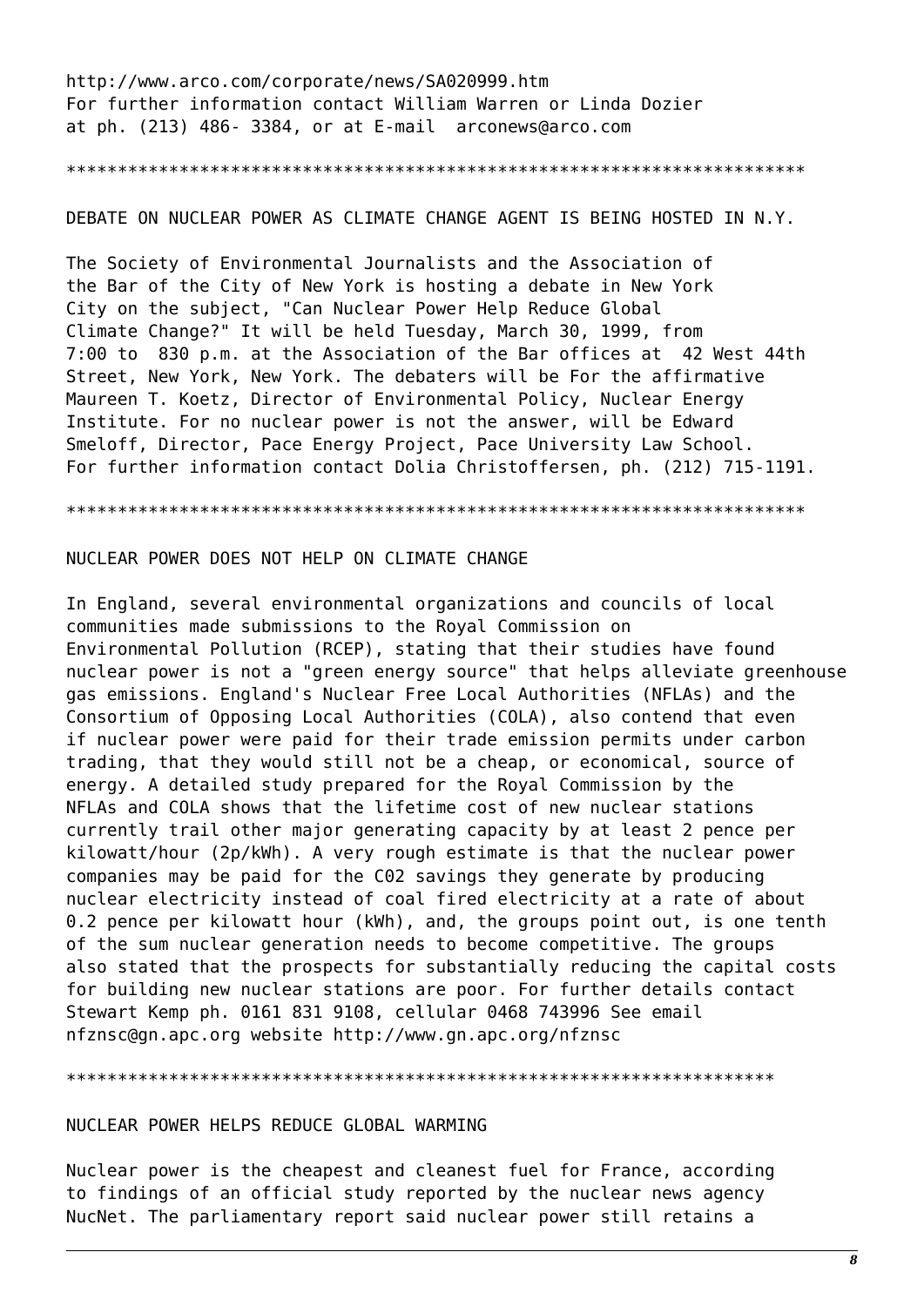http://www.arco.com/corporate/news/SA020999.htm
For further information contact William Warren or Linda Dozier at ph. (213) 486- 3384, or at E-mail arconews@arco.com

************************************************************************

## DEBATE ON NUCLEAR POWER AS CLIMATE CHANGE AGENT IS BEING HOSTED IN N.Y.

The Society of Environmental Journalists and the Association of the Bar of the City of New York is hosting a debate in New York City on the subject, "Can Nuclear Power Help Reduce Global Climate Change?" It will be held Tuesday, March 30, 1999, from 7:00 to 830 p.m. at the Association of the Bar offices at 42 West 44th Street, New York, New York. The debaters will be For the affirmative Maureen T. Koetz, Director of Environmental Policy, Nuclear Energy Institute. For no nuclear power is not the answer, will be Edward Smeloff, Director, Pace Energy Project, Pace University Law School. For further information contact Dolia Christoffersen, ph. (212) 715-1191.

************************************************************************

## NUCLEAR POWER DOES NOT HELP ON CLIMATE CHANGE

In England, several environmental organizations and councils of local communities made submissions to the Royal Commission on Environmental Pollution (RCEP), stating that their studies have found nuclear power is not a "green energy source" that helps alleviate greenhouse gas emissions. England's Nuclear Free Local Authorities (NFLAs) and the Consortium of Opposing Local Authorities (COLA), also contend that even if nuclear power were paid for their trade emission permits under carbon trading, that they would still not be a cheap, or economical, source of energy. A detailed study prepared for the Royal Commission by the NFLAs and COLA shows that the lifetime cost of new nuclear stations currently trail other major generating capacity by at least 2 pence per kilowatt/hour (2p/kWh). A very rough estimate is that the nuclear power companies may be paid for the C02 savings they generate by producing nuclear electricity instead of coal fired electricity at a rate of about 0.2 pence per kilowatt hour (kWh), and, the groups point out, is one tenth of the sum nuclear generation needs to become competitive. The groups also stated that the prospects for substantially reducing the capital costs for building new nuclear stations are poor. For further details contact Stewart Kemp ph. 0161 831 9108, cellular 0468 743996 See email nfznsc@gn.apc.org website http://www.gn.apc.org/nfznsc

*********************************************************************

## NUCLEAR POWER HELPS REDUCE GLOBAL WARMING

Nuclear power is the cheapest and cleanest fuel for France, according to findings of an official study reported by the nuclear news agency NucNet. The parliamentary report said nuclear power still retains a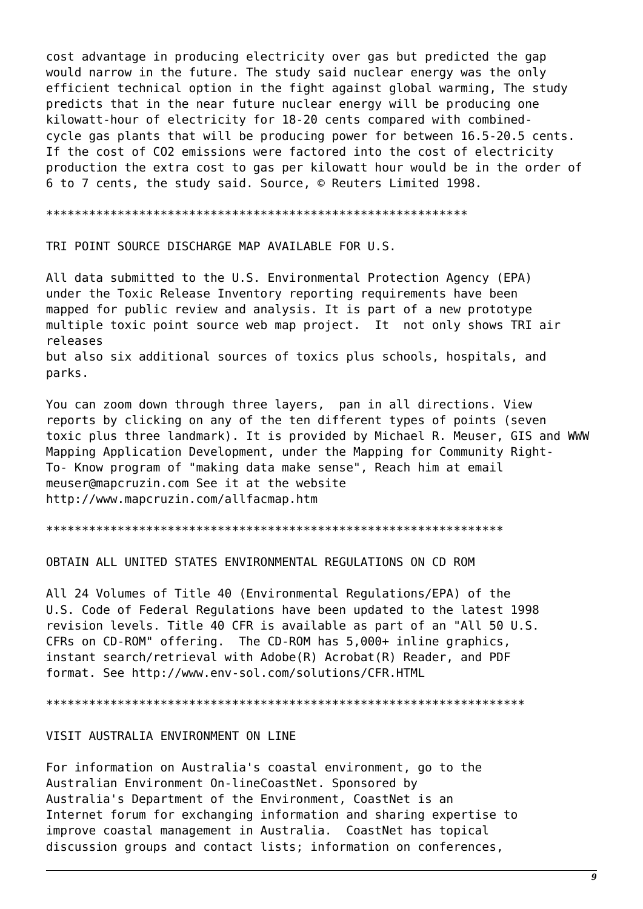cost advantage in producing electricity over gas but predicted the gap would narrow in the future. The study said nuclear energy was the only efficient technical option in the fight against global warming, The study predicts that in the near future nuclear energy will be producing one kilowatt-hour of electricity for 18-20 cents compared with combined-cycle gas plants that will be producing power for between 16.5-20.5 cents. If the cost of $CO_2$ emissions were factored into the cost of electricity production the extra cost to gas per kilowatt hour would be in the order of 6 to 7 cents, the study said. Source, © Reuters Limited 1998.

***********************************************************

## TRI POINT SOURCE DISCHARGE MAP AVAILABLE FOR U.S.

All data submitted to the U.S. Environmental Protection Agency (EPA) under the Toxic Release Inventory reporting requirements have been mapped for public review and analysis. It is part of a new prototype multiple toxic point source web map project. It not only shows TRI air releases but also six additional sources of toxics plus schools, hospitals, and parks.

You can zoom down through three layers, pan in all directions. View reports by clicking on any of the ten different types of points (seven toxic plus three landmark). It is provided by Michael R. Meuser, GIS and WWW Mapping Application Development, under the Mapping for Community Right-To- Know program of "making data make sense", Reach him at email meuser@mapcruzin.com See it at the website http://www.mapcruzin.com/allfacmap.htm

****************************************************************

## OBTAIN ALL UNITED STATES ENVIRONMENTAL REGULATIONS ON CD ROM

All 24 Volumes of Title 40 (Environmental Regulations/EPA) of the U.S. Code of Federal Regulations have been updated to the latest 1998 revision levels. Title 40 CFR is available as part of an "All 50 U.S. CFRs on CD-ROM" offering. The CD-ROM has 5,000+ inline graphics, instant search/retrieval with Adobe(R) Acrobat(R) Reader, and PDF format. See http://www.env-sol.com/solutions/CFR.HTML

********************************************************************

## VISIT AUSTRALIA ENVIRONMENT ON LINE

For information on Australia's coastal environment, go to the Australian Environment On-lineCoastNet. Sponsored by Australia's Department of the Environment, CoastNet is an Internet forum for exchanging information and sharing expertise to improve coastal management in Australia. CoastNet has topical discussion groups and contact lists; information on conferences,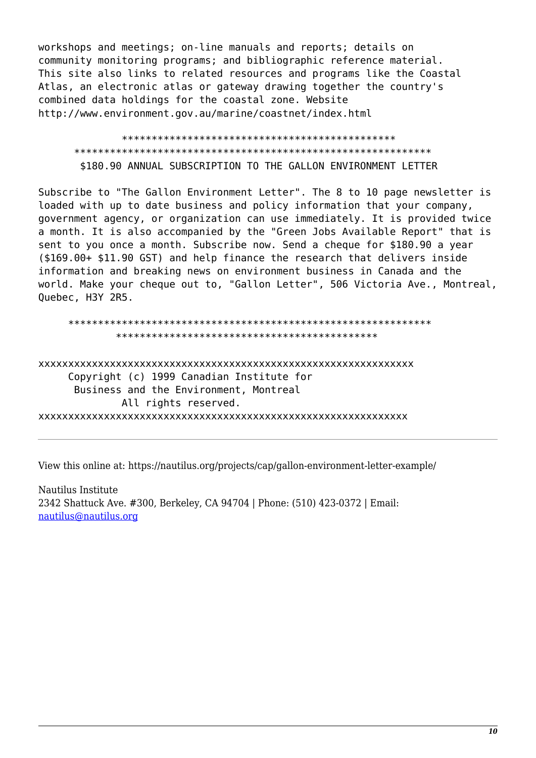workshops and meetings; on-line manuals and reports; details on community monitoring programs; and bibliographic reference material. This site also links to related resources and programs like the Coastal Atlas, an electronic atlas or gateway drawing together the country's combined data holdings for the coastal zone. Website http://www.environment.gov.au/marine/coastnet/index.html

*********************************************
************************************************************

$180.90 ANNUAL SUBSCRIPTION TO THE GALLON ENVIRONMENT LETTER

Subscribe to "The Gallon Environment Letter". The 8 to 10 page newsletter is loaded with up to date business and policy information that your company, government agency, or organization can use immediately. It is provided twice a month. It is also accompanied by the "Green Jobs Available Report" that is sent to you once a month. Subscribe now. Send a cheque for $180.90 a year ($169.00+ $11.90 GST) and help finance the research that delivers inside information and breaking news on environment business in Canada and the world. Make your cheque out to, "Gallon Letter", 506 Victoria Ave., Montreal, Quebec, H3Y 2R5.

************************************************************
********************************************

xxxxxxxxxxxxxxxxxxxxxxxxxxxxxxxxxxxxxxxxxxxxxxxxxxxxxxxxxxxxxxx

Copyright (c) 1999 Canadian Institute for
Business and the Environment, Montreal
All rights reserved.

xxxxxxxxxxxxxxxxxxxxxxxxxxxxxxxxxxxxxxxxxxxxxxxxxxxxxxxxxxxxxx

---

View this online at: https://nautilus.org/projects/cap/gallon-environment-letter-example/

Nautilus Institute
2342 Shattuck Ave. #300, Berkeley, CA 94704 | Phone: (510) 423-0372 | Email: nautilus@nautilus.org